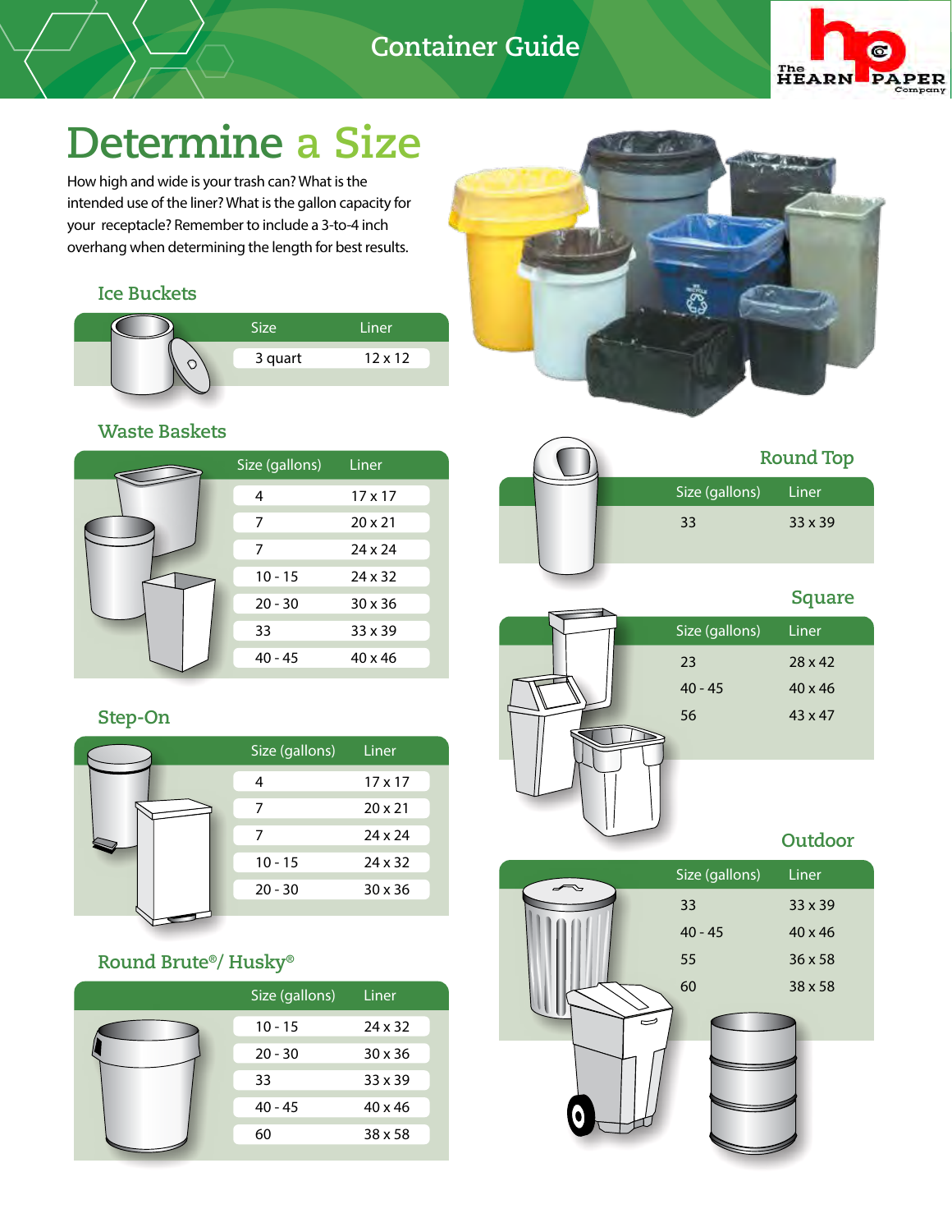# Container Guide

## Determine a Size

How high and wide is your trash can? What is the intended use of the liner? What is the gallon capacity for your receptacle? Remember to include a 3-to-4 inch overhang when determining the length for best results.

### Ice Buckets

| Size | Liner |
|---|---|
| 3 quart | 12 x 12 |

### Waste Baskets

| Size (gallons) | Liner |
|---|---|
| 4 | 17 x 17 |
| 7 | 20 x 21 |
| 7 | 24 x 24 |
| 10 - 15 | 24 x 32 |
| 20 - 30 | 30 x 36 |
| 33 | 33 x 39 |
| 40 - 45 | 40 x 46 |

### Step-On

| Size (gallons) | Liner |
|---|---|
| 4 | 17 x 17 |
| 7 | 20 x 21 |
| 7 | 24 x 24 |
| 10 - 15 | 24 x 32 |
| 20 - 30 | 30 x 36 |

### Round Brute®/ Husky®

| Size (gallons) | Liner |
|---|---|
| 10 - 15 | 24 x 32 |
| 20 - 30 | 30 x 36 |
| 33 | 33 x 39 |
| 40 - 45 | 40 x 46 |
| 60 | 38 x 58 |

### Round Top

| Size (gallons) | Liner |
|---|---|
| 33 | 33 x 39 |

### Square

| Size (gallons) | Liner |
|---|---|
| 23 | 28 x 42 |
| 40 - 45 | 40 x 46 |
| 56 | 43 x 47 |

### Outdoor

| Size (gallons) | Liner |
|---|---|
| 33 | 33 x 39 |
| 40 - 45 | 40 x 46 |
| 55 | 36 x 58 |
| 60 | 38 x 58 |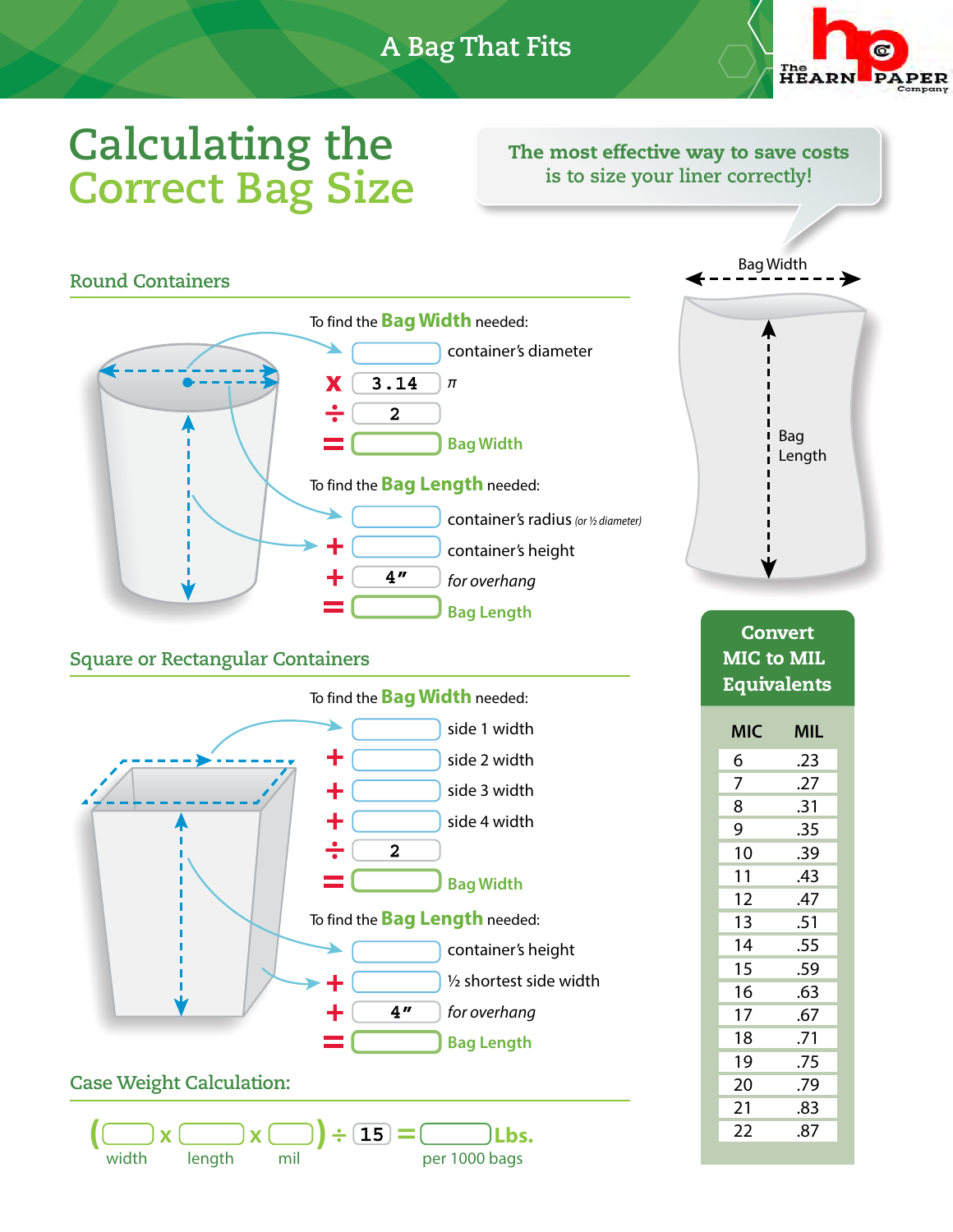A Bag That Fits

# Calculating the Correct Bag Size

The most effective way to save costs is to size your liner correctly!

Bag Width

Bag Length

## Round Containers

To find the **Bag Width** needed:

| | | |
|---|---|---|
| | [ ] | container's diameter |
| x | 3.14 | π |
| ÷ | 2 | |
| = | [ ] | Bag Width |

To find the **Bag Length** needed:

| | | |
|---|---|---|
| | [ ] | container's radius *(or ½ diameter)* |
| + | [ ] | container's height |
| + | 4″ | *for overhang* |
| = | [ ] | Bag Length |

## Square or Rectangular Containers

To find the **Bag Width** needed:

| | | |
|---|---|---|
| | [ ] | side 1 width |
| + | [ ] | side 2 width |
| + | [ ] | side 3 width |
| + | [ ] | side 4 width |
| ÷ | 2 | |
| = | [ ] | Bag Width |

To find the **Bag Length** needed:

| | | |
|---|---|---|
| | [ ] | container's height |
| + | [ ] | ½ shortest side width |
| + | 4″ | *for overhang* |
| = | [ ] | Bag Length |

## Case Weight Calculation:

( [ ] width x [ ] length x [ ] mil ) ÷ 15 = [ ] Lbs. per 1000 bags

## Convert MIC to MIL Equivalents

| MIC | MIL |
|---|---|
| 6 | .23 |
| 7 | .27 |
| 8 | .31 |
| 9 | .35 |
| 10 | .39 |
| 11 | .43 |
| 12 | .47 |
| 13 | .51 |
| 14 | .55 |
| 15 | .59 |
| 16 | .63 |
| 17 | .67 |
| 18 | .71 |
| 19 | .75 |
| 20 | .79 |
| 21 | .83 |
| 22 | .87 |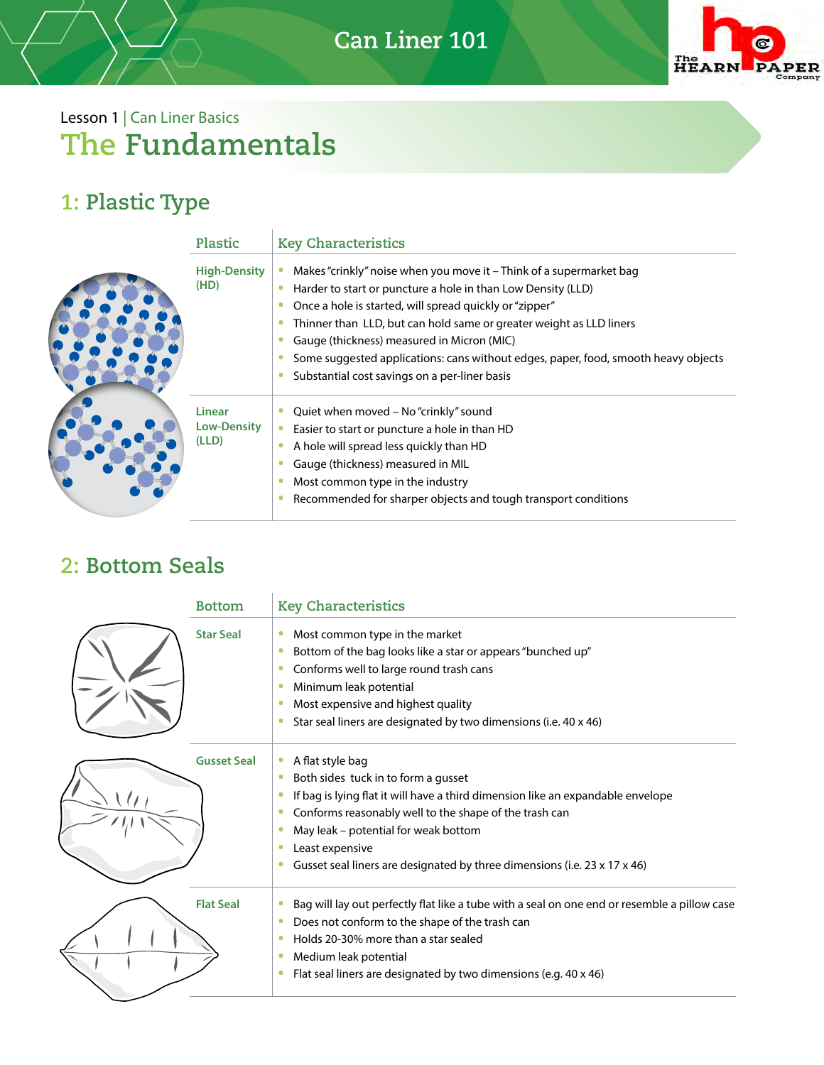# Can Liner 101

Lesson 1 | Can Liner Basics

## The Fundamentals

### 1: Plastic Type

| Plastic | Key Characteristics |
|---|---|
| High-Density (HD) | • Makes "crinkly" noise when you move it – Think of a supermarket bag<br>• Harder to start or puncture a hole in than Low Density (LLD)<br>• Once a hole is started, will spread quickly or "zipper"<br>• Thinner than LLD, but can hold same or greater weight as LLD liners<br>• Gauge (thickness) measured in Micron (MIC)<br>• Some suggested applications: cans without edges, paper, food, smooth heavy objects<br>• Substantial cost savings on a per-liner basis |
| Linear Low-Density (LLD) | • Quiet when moved – No "crinkly" sound<br>• Easier to start or puncture a hole in than HD<br>• A hole will spread less quickly than HD<br>• Gauge (thickness) measured in MIL<br>• Most common type in the industry<br>• Recommended for sharper objects and tough transport conditions |

### 2: Bottom Seals

| Bottom | Key Characteristics |
|---|---|
| Star Seal | • Most common type in the market<br>• Bottom of the bag looks like a star or appears "bunched up"<br>• Conforms well to large round trash cans<br>• Minimum leak potential<br>• Most expensive and highest quality<br>• Star seal liners are designated by two dimensions (i.e. 40 x 46) |
| Gusset Seal | • A flat style bag<br>• Both sides tuck in to form a gusset<br>• If bag is lying flat it will have a third dimension like an expandable envelope<br>• Conforms reasonably well to the shape of the trash can<br>• May leak – potential for weak bottom<br>• Least expensive<br>• Gusset seal liners are designated by three dimensions (i.e. 23 x 17 x 46) |
| Flat Seal | • Bag will lay out perfectly flat like a tube with a seal on one end or resemble a pillow case<br>• Does not conform to the shape of the trash can<br>• Holds 20-30% more than a star sealed<br>• Medium leak potential<br>• Flat seal liners are designated by two dimensions (e.g. 40 x 46) |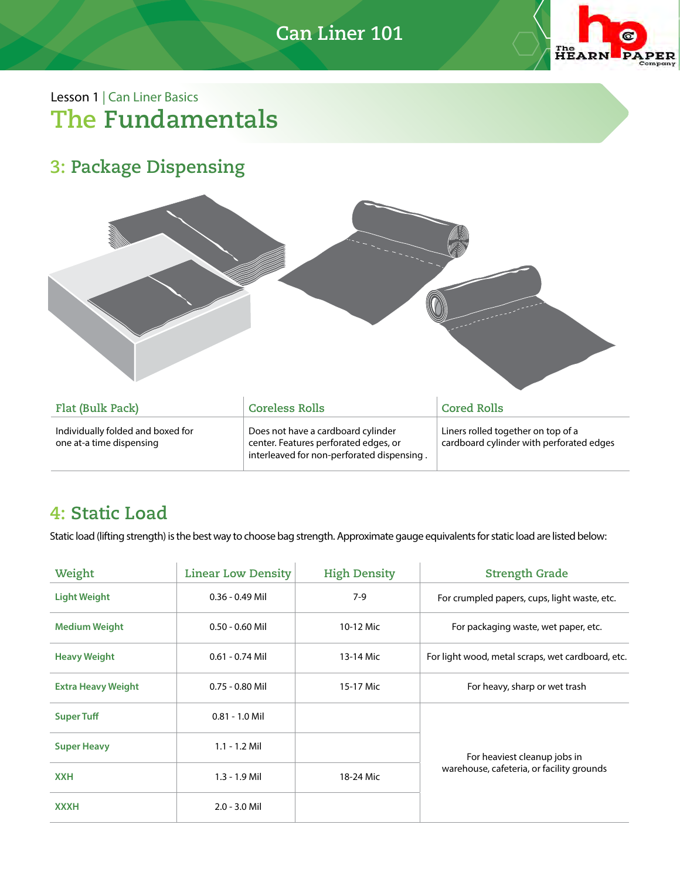# Can Liner 101

Lesson 1 | Can Liner Basics

## The Fundamentals

### 3: Package Dispensing

| Flat (Bulk Pack) | Coreless Rolls | Cored Rolls |
|---|---|---|
| Individually folded and boxed for one at-a time dispensing | Does not have a cardboard cylinder center. Features perforated edges, or interleaved for non-perforated dispensing . | Liners rolled together on top of a cardboard cylinder with perforated edges |

### 4: Static Load

Static load (lifting strength) is the best way to choose bag strength. Approximate gauge equivalents for static load are listed below:

| Weight | Linear Low Density | High Density | Strength Grade |
|---|---|---|---|
| Light Weight | 0.36 - 0.49 Mil | 7-9 | For crumpled papers, cups, light waste, etc. |
| Medium Weight | 0.50 - 0.60 Mil | 10-12 Mic | For packaging waste, wet paper, etc. |
| Heavy Weight | 0.61 - 0.74 Mil | 13-14 Mic | For light wood, metal scraps, wet cardboard, etc. |
| Extra Heavy Weight | 0.75 - 0.80 Mil | 15-17 Mic | For heavy, sharp or wet trash |
| Super Tuff | 0.81 - 1.0 Mil | | For heaviest cleanup jobs in warehouse, cafeteria, or facility grounds |
| Super Heavy | 1.1 - 1.2 Mil | | |
| XXH | 1.3 - 1.9 Mil | 18-24 Mic | |
| XXXH | 2.0 - 3.0 Mil | | |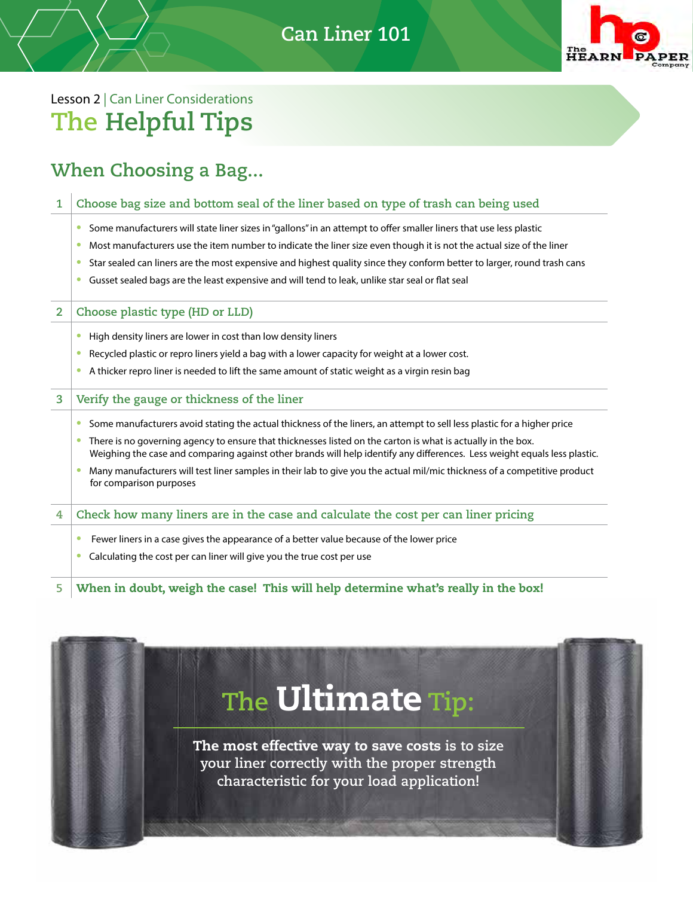## Lesson 2 | Can Liner Considerations

# The Helpful Tips

## When Choosing a Bag...

### 1 Choose bag size and bottom seal of the liner based on type of trash can being used

- Some manufacturers will state liner sizes in "gallons" in an attempt to offer smaller liners that use less plastic
- Most manufacturers use the item number to indicate the liner size even though it is not the actual size of the liner
- Star sealed can liners are the most expensive and highest quality since they conform better to larger, round trash cans
- Gusset sealed bags are the least expensive and will tend to leak, unlike star seal or flat seal

### 2 Choose plastic type (HD or LLD)

- High density liners are lower in cost than low density liners
- Recycled plastic or repro liners yield a bag with a lower capacity for weight at a lower cost.
- A thicker repro liner is needed to lift the same amount of static weight as a virgin resin bag

### 3 Verify the gauge or thickness of the liner

- Some manufacturers avoid stating the actual thickness of the liners, an attempt to sell less plastic for a higher price
- There is no governing agency to ensure that thicknesses listed on the carton is what is actually in the box. Weighing the case and comparing against other brands will help identify any differences. Less weight equals less plastic.
- Many manufacturers will test liner samples in their lab to give you the actual mil/mic thickness of a competitive product for comparison purposes

### 4 Check how many liners are in the case and calculate the cost per can liner pricing

- Fewer liners in a case gives the appearance of a better value because of the lower price
- Calculating the cost per can liner will give you the true cost per use

### 5 When in doubt, weigh the case! This will help determine what's really in the box!

## The Ultimate Tip:

**The most effective way to save costs** is to size your liner correctly with the proper strength characteristic for your load application!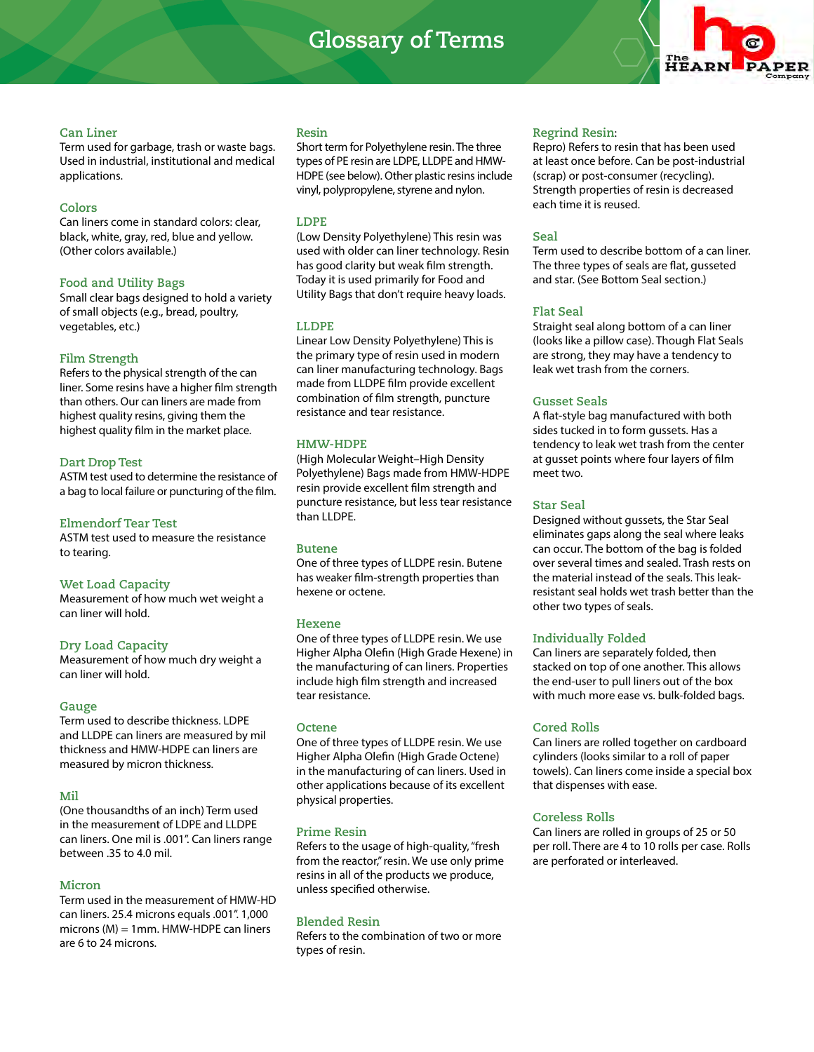# Glossary of Terms

### Can Liner
Term used for garbage, trash or waste bags. Used in industrial, institutional and medical applications.

### Colors
Can liners come in standard colors: clear, black, white, gray, red, blue and yellow. (Other colors available.)

### Food and Utility Bags
Small clear bags designed to hold a variety of small objects (e.g., bread, poultry, vegetables, etc.)

### Film Strength
Refers to the physical strength of the can liner. Some resins have a higher film strength than others. Our can liners are made from highest quality resins, giving them the highest quality film in the market place.

### Dart Drop Test
ASTM test used to determine the resistance of a bag to local failure or puncturing of the film.

### Elmendorf Tear Test
ASTM test used to measure the resistance to tearing.

### Wet Load Capacity
Measurement of how much wet weight a can liner will hold.

### Dry Load Capacity
Measurement of how much dry weight a can liner will hold.

### Gauge
Term used to describe thickness. LDPE and LLDPE can liners are measured by mil thickness and HMW-HDPE can liners are measured by micron thickness.

### Mil
(One thousandths of an inch) Term used in the measurement of LDPE and LLDPE can liners. One mil is .001". Can liners range between .35 to 4.0 mil.

### Micron
Term used in the measurement of HMW-HD can liners. 25.4 microns equals .001". 1,000 microns (M) = 1mm. HMW-HDPE can liners are 6 to 24 microns.

### Resin
Short term for Polyethylene resin. The three types of PE resin are LDPE, LLDPE and HMW-HDPE (see below). Other plastic resins include vinyl, polypropylene, styrene and nylon.

### LDPE
(Low Density Polyethylene) This resin was used with older can liner technology. Resin has good clarity but weak film strength. Today it is used primarily for Food and Utility Bags that don't require heavy loads.

### LLDPE
Linear Low Density Polyethylene) This is the primary type of resin used in modern can liner manufacturing technology. Bags made from LLDPE film provide excellent combination of film strength, puncture resistance and tear resistance.

### HMW-HDPE
(High Molecular Weight–High Density Polyethylene) Bags made from HMW-HDPE resin provide excellent film strength and puncture resistance, but less tear resistance than LLDPE.

### Butene
One of three types of LLDPE resin. Butene has weaker film-strength properties than hexene or octene.

### Hexene
One of three types of LLDPE resin. We use Higher Alpha Olefin (High Grade Hexene) in the manufacturing of can liners. Properties include high film strength and increased tear resistance.

### Octene
One of three types of LLDPE resin. We use Higher Alpha Olefin (High Grade Octene) in the manufacturing of can liners. Used in other applications because of its excellent physical properties.

### Prime Resin
Refers to the usage of high-quality, "fresh from the reactor," resin. We use only prime resins in all of the products we produce, unless specified otherwise.

### Blended Resin
Refers to the combination of two or more types of resin.

### Regrind Resin:
Repro) Refers to resin that has been used at least once before. Can be post-industrial (scrap) or post-consumer (recycling). Strength properties of resin is decreased each time it is reused.

### Seal
Term used to describe bottom of a can liner. The three types of seals are flat, gusseted and star. (See Bottom Seal section.)

### Flat Seal
Straight seal along bottom of a can liner (looks like a pillow case). Though Flat Seals are strong, they may have a tendency to leak wet trash from the corners.

### Gusset Seals
A flat-style bag manufactured with both sides tucked in to form gussets. Has a tendency to leak wet trash from the center at gusset points where four layers of film meet two.

### Star Seal
Designed without gussets, the Star Seal eliminates gaps along the seal where leaks can occur. The bottom of the bag is folded over several times and sealed. Trash rests on the material instead of the seals. This leak-resistant seal holds wet trash better than the other two types of seals.

### Individually Folded
Can liners are separately folded, then stacked on top of one another. This allows the end-user to pull liners out of the box with much more ease vs. bulk-folded bags.

### Cored Rolls
Can liners are rolled together on cardboard cylinders (looks similar to a roll of paper towels). Can liners come inside a special box that dispenses with ease.

### Coreless Rolls
Can liners are rolled in groups of 25 or 50 per roll. There are 4 to 10 rolls per case. Rolls are perforated or interleaved.